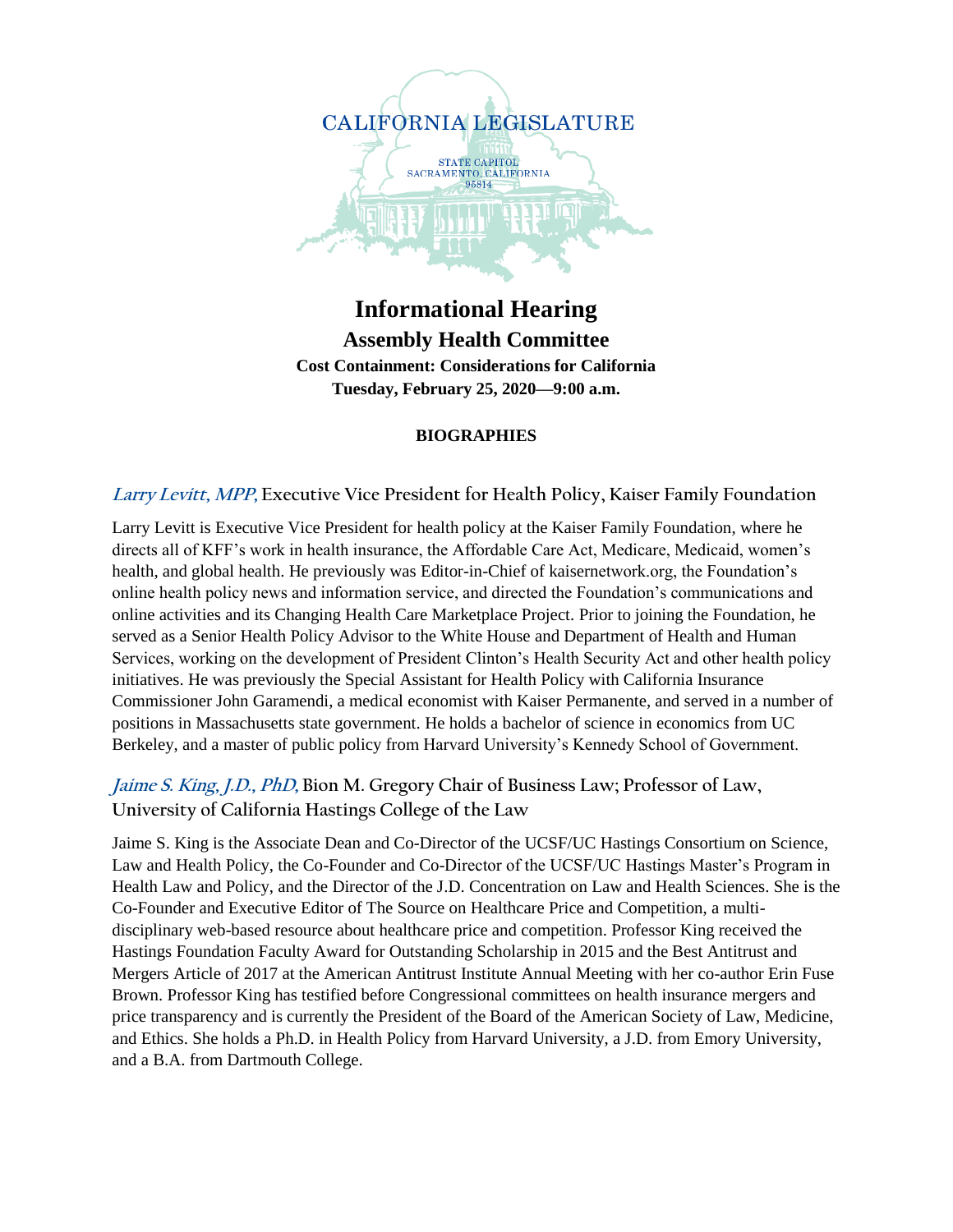CALIFORNIA LEGISLATURE

STATE CAPITOL
SACRAMENTO, CALIFORNIA
95814

# Informational Hearing

## Assembly Health Committee

**Cost Containment: Considerations for California**
**Tuesday, February 25, 2020—9:00 a.m.**

**BIOGRAPHIES**

### *Larry Levitt, MPP,* Executive Vice President for Health Policy, Kaiser Family Foundation

Larry Levitt is Executive Vice President for health policy at the Kaiser Family Foundation, where he directs all of KFF's work in health insurance, the Affordable Care Act, Medicare, Medicaid, women's health, and global health. He previously was Editor-in-Chief of kaisernetwork.org, the Foundation's online health policy news and information service, and directed the Foundation's communications and online activities and its Changing Health Care Marketplace Project. Prior to joining the Foundation, he served as a Senior Health Policy Advisor to the White House and Department of Health and Human Services, working on the development of President Clinton's Health Security Act and other health policy initiatives. He was previously the Special Assistant for Health Policy with California Insurance Commissioner John Garamendi, a medical economist with Kaiser Permanente, and served in a number of positions in Massachusetts state government. He holds a bachelor of science in economics from UC Berkeley, and a master of public policy from Harvard University's Kennedy School of Government.

### *Jaime S. King, J.D., PhD,* Bion M. Gregory Chair of Business Law; Professor of Law, University of California Hastings College of the Law

Jaime S. King is the Associate Dean and Co-Director of the UCSF/UC Hastings Consortium on Science, Law and Health Policy, the Co-Founder and Co-Director of the UCSF/UC Hastings Master's Program in Health Law and Policy, and the Director of the J.D. Concentration on Law and Health Sciences. She is the Co-Founder and Executive Editor of The Source on Healthcare Price and Competition, a multi-disciplinary web-based resource about healthcare price and competition. Professor King received the Hastings Foundation Faculty Award for Outstanding Scholarship in 2015 and the Best Antitrust and Mergers Article of 2017 at the American Antitrust Institute Annual Meeting with her co-author Erin Fuse Brown. Professor King has testified before Congressional committees on health insurance mergers and price transparency and is currently the President of the Board of the American Society of Law, Medicine, and Ethics. She holds a Ph.D. in Health Policy from Harvard University, a J.D. from Emory University, and a B.A. from Dartmouth College.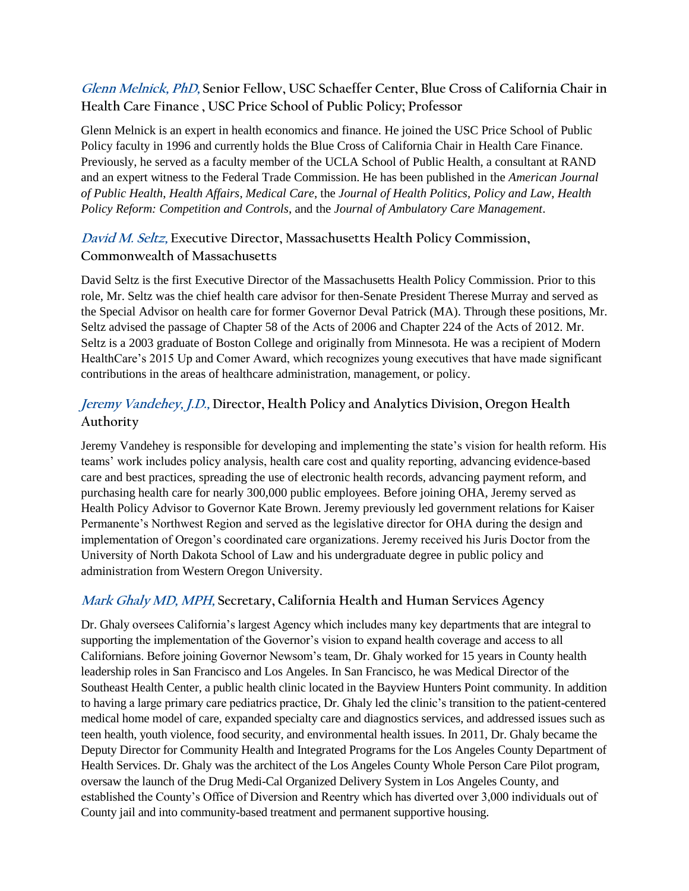### *Glenn Melnick, PhD,* Senior Fellow, USC Schaeffer Center, Blue Cross of California Chair in Health Care Finance , USC Price School of Public Policy; Professor

Glenn Melnick is an expert in health economics and finance. He joined the USC Price School of Public Policy faculty in 1996 and currently holds the Blue Cross of California Chair in Health Care Finance. Previously, he served as a faculty member of the UCLA School of Public Health, a consultant at RAND and an expert witness to the Federal Trade Commission. He has been published in the *American Journal of Public Health*, *Health Affairs*, *Medical Care*, the *Journal of Health Politics*, *Policy and Law*, *Health Policy Reform: Competition and Controls*, and the *Journal of Ambulatory Care Management*.

### *David M. Seltz,* Executive Director, Massachusetts Health Policy Commission, Commonwealth of Massachusetts

David Seltz is the first Executive Director of the Massachusetts Health Policy Commission. Prior to this role, Mr. Seltz was the chief health care advisor for then-Senate President Therese Murray and served as the Special Advisor on health care for former Governor Deval Patrick (MA). Through these positions, Mr. Seltz advised the passage of Chapter 58 of the Acts of 2006 and Chapter 224 of the Acts of 2012. Mr. Seltz is a 2003 graduate of Boston College and originally from Minnesota. He was a recipient of Modern HealthCare's 2015 Up and Comer Award, which recognizes young executives that have made significant contributions in the areas of healthcare administration, management, or policy.

### *Jeremy Vandehey, J.D.,* Director, Health Policy and Analytics Division, Oregon Health Authority

Jeremy Vandehey is responsible for developing and implementing the state's vision for health reform. His teams' work includes policy analysis, health care cost and quality reporting, advancing evidence-based care and best practices, spreading the use of electronic health records, advancing payment reform, and purchasing health care for nearly 300,000 public employees. Before joining OHA, Jeremy served as Health Policy Advisor to Governor Kate Brown. Jeremy previously led government relations for Kaiser Permanente's Northwest Region and served as the legislative director for OHA during the design and implementation of Oregon's coordinated care organizations. Jeremy received his Juris Doctor from the University of North Dakota School of Law and his undergraduate degree in public policy and administration from Western Oregon University.

### *Mark Ghaly MD, MPH,* Secretary, California Health and Human Services Agency

Dr. Ghaly oversees California's largest Agency which includes many key departments that are integral to supporting the implementation of the Governor's vision to expand health coverage and access to all Californians. Before joining Governor Newsom's team, Dr. Ghaly worked for 15 years in County health leadership roles in San Francisco and Los Angeles. In San Francisco, he was Medical Director of the Southeast Health Center, a public health clinic located in the Bayview Hunters Point community. In addition to having a large primary care pediatrics practice, Dr. Ghaly led the clinic's transition to the patient-centered medical home model of care, expanded specialty care and diagnostics services, and addressed issues such as teen health, youth violence, food security, and environmental health issues. In 2011, Dr. Ghaly became the Deputy Director for Community Health and Integrated Programs for the Los Angeles County Department of Health Services. Dr. Ghaly was the architect of the Los Angeles County Whole Person Care Pilot program, oversaw the launch of the Drug Medi-Cal Organized Delivery System in Los Angeles County, and established the County's Office of Diversion and Reentry which has diverted over 3,000 individuals out of County jail and into community-based treatment and permanent supportive housing.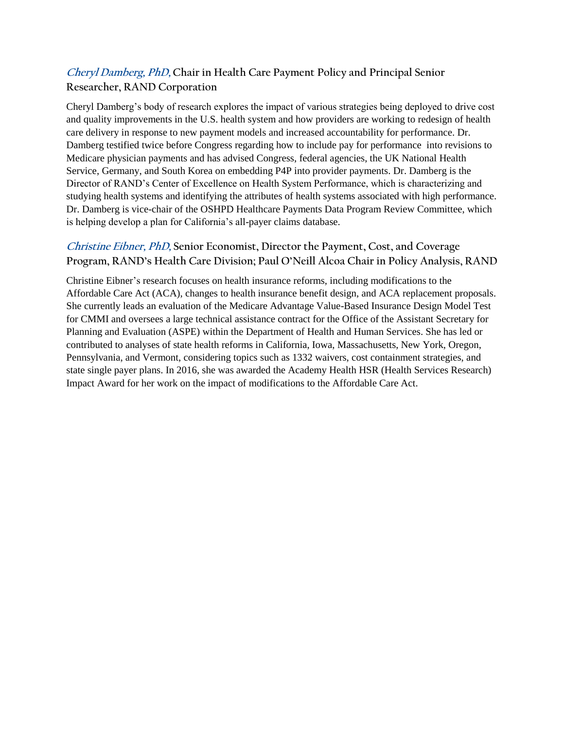### *Cheryl Damberg, PhD,* Chair in Health Care Payment Policy and Principal Senior Researcher, RAND Corporation

Cheryl Damberg's body of research explores the impact of various strategies being deployed to drive cost and quality improvements in the U.S. health system and how providers are working to redesign of health care delivery in response to new payment models and increased accountability for performance. Dr. Damberg testified twice before Congress regarding how to include pay for performance into revisions to Medicare physician payments and has advised Congress, federal agencies, the UK National Health Service, Germany, and South Korea on embedding P4P into provider payments. Dr. Damberg is the Director of RAND's Center of Excellence on Health System Performance, which is characterizing and studying health systems and identifying the attributes of health systems associated with high performance. Dr. Damberg is vice-chair of the OSHPD Healthcare Payments Data Program Review Committee, which is helping develop a plan for California's all-payer claims database.

### *Christine Eibner, PhD,* Senior Economist, Director the Payment, Cost, and Coverage Program, RAND's Health Care Division; Paul O'Neill Alcoa Chair in Policy Analysis, RAND

Christine Eibner's research focuses on health insurance reforms, including modifications to the Affordable Care Act (ACA), changes to health insurance benefit design, and ACA replacement proposals. She currently leads an evaluation of the Medicare Advantage Value-Based Insurance Design Model Test for CMMI and oversees a large technical assistance contract for the Office of the Assistant Secretary for Planning and Evaluation (ASPE) within the Department of Health and Human Services. She has led or contributed to analyses of state health reforms in California, Iowa, Massachusetts, New York, Oregon, Pennsylvania, and Vermont, considering topics such as 1332 waivers, cost containment strategies, and state single payer plans. In 2016, she was awarded the Academy Health HSR (Health Services Research) Impact Award for her work on the impact of modifications to the Affordable Care Act.